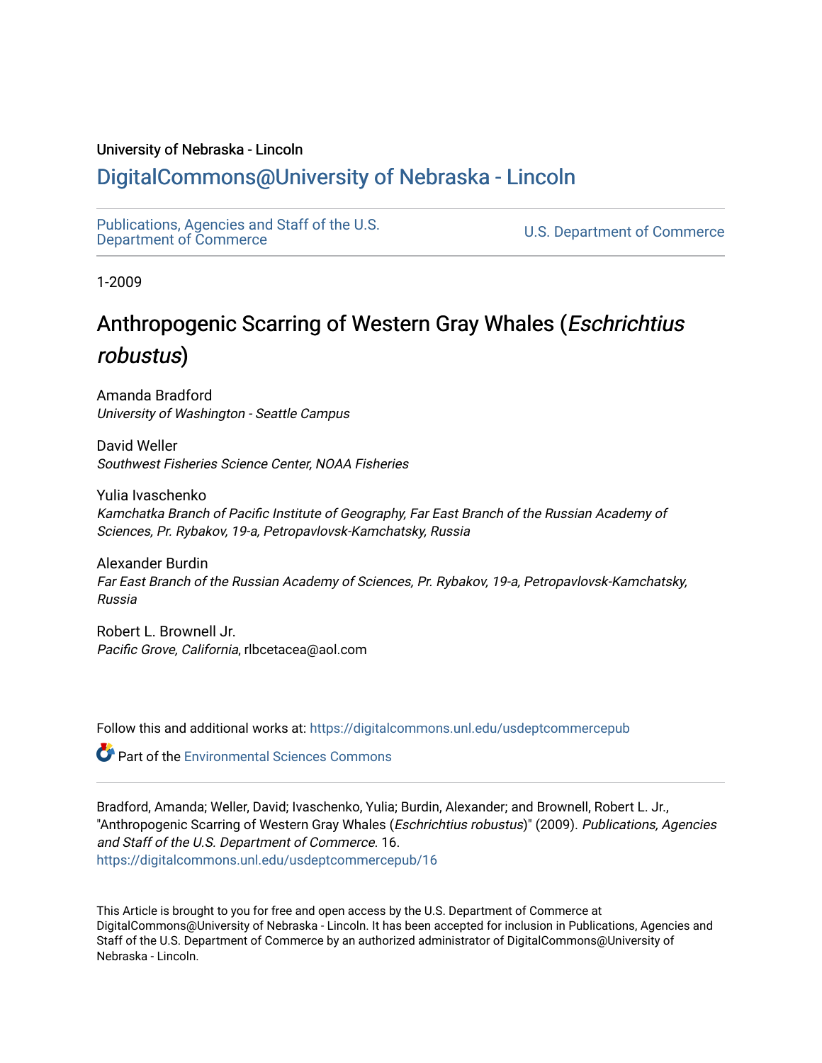University of Nebraska - Lincoln

## DigitalCommons@University of Nebraska - Lincoln

Publications, Agencies and Staff of the U.S. Department of Commerce

U.S. Department of Commerce

1-2009

# Anthropogenic Scarring of Western Gray Whales (*Eschrichtius robustus*)

Amanda Bradford
*University of Washington - Seattle Campus*

David Weller
*Southwest Fisheries Science Center, NOAA Fisheries*

Yulia Ivaschenko
*Kamchatka Branch of Pacific Institute of Geography, Far East Branch of the Russian Academy of Sciences, Pr. Rybakov, 19-a, Petropavlovsk-Kamchatsky, Russia*

Alexander Burdin
*Far East Branch of the Russian Academy of Sciences, Pr. Rybakov, 19-a, Petropavlovsk-Kamchatsky, Russia*

Robert L. Brownell Jr.
*Pacific Grove, California*, rlbcetacea@aol.com

Follow this and additional works at: https://digitalcommons.unl.edu/usdeptcommercepub

Part of the Environmental Sciences Commons

Bradford, Amanda; Weller, David; Ivaschenko, Yulia; Burdin, Alexander; and Brownell, Robert L. Jr., "Anthropogenic Scarring of Western Gray Whales (*Eschrichtius robustus*)" (2009). *Publications, Agencies and Staff of the U.S. Department of Commerce*. 16.
https://digitalcommons.unl.edu/usdeptcommercepub/16

This Article is brought to you for free and open access by the U.S. Department of Commerce at DigitalCommons@University of Nebraska - Lincoln. It has been accepted for inclusion in Publications, Agencies and Staff of the U.S. Department of Commerce by an authorized administrator of DigitalCommons@University of Nebraska - Lincoln.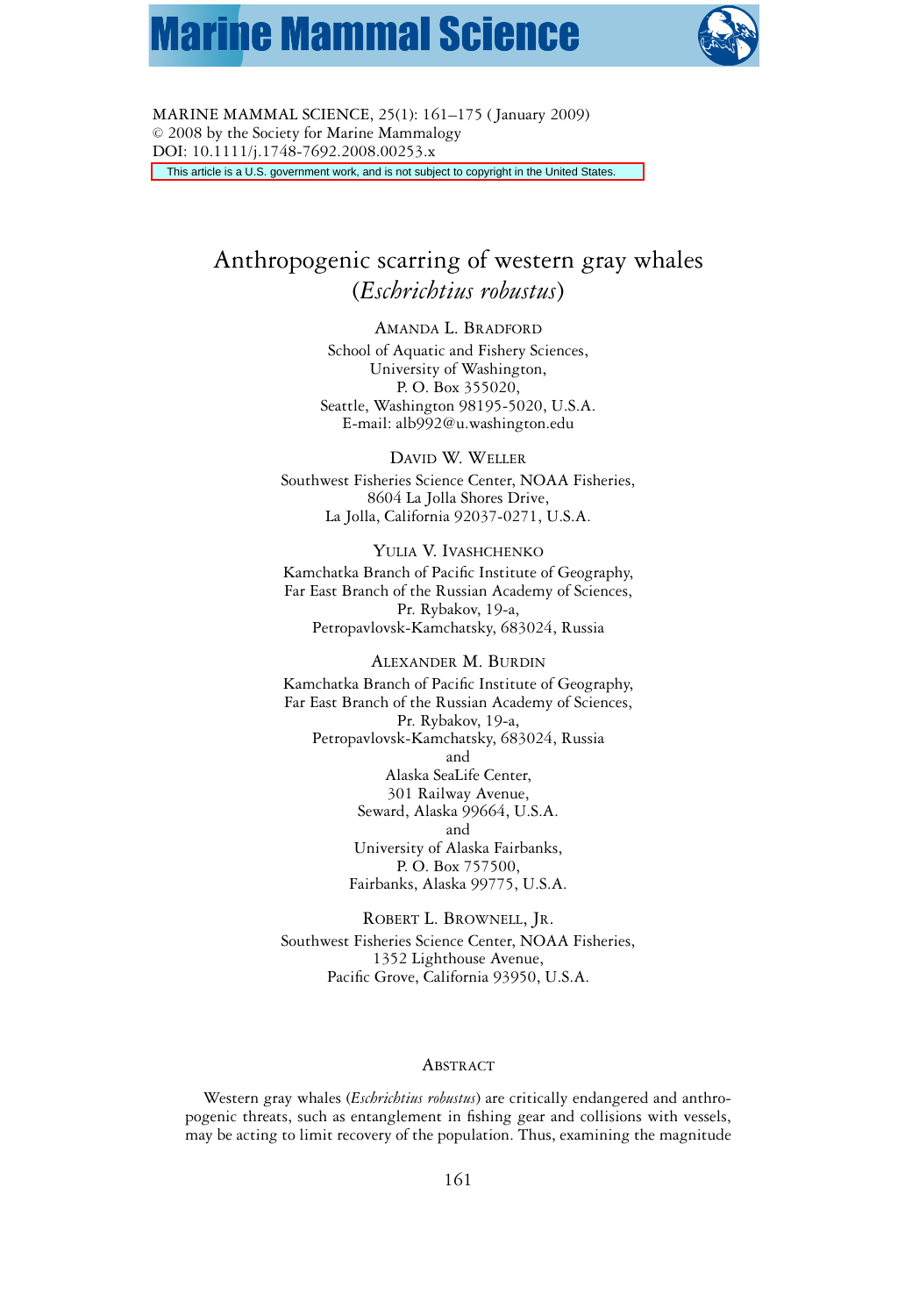MARINE MAMMAL SCIENCE, 25(1): 161–175 (January 2009)
© 2008 by the Society for Marine Mammalogy
DOI: 10.1111/j.1748-7692.2008.00253.x

This article is a U.S. government work, and is not subject to copyright in the United States.

# Anthropogenic scarring of western gray whales (*Eschrichtius robustus*)

AMANDA L. BRADFORD
School of Aquatic and Fishery Sciences,
University of Washington,
P. O. Box 355020,
Seattle, Washington 98195-5020, U.S.A.
E-mail: alb992@u.washington.edu

DAVID W. WELLER
Southwest Fisheries Science Center, NOAA Fisheries,
8604 La Jolla Shores Drive,
La Jolla, California 92037-0271, U.S.A.

YULIA V. IVASHCHENKO
Kamchatka Branch of Pacific Institute of Geography,
Far East Branch of the Russian Academy of Sciences,
Pr. Rybakov, 19-a,
Petropavlovsk-Kamchatsky, 683024, Russia

ALEXANDER M. BURDIN
Kamchatka Branch of Pacific Institute of Geography,
Far East Branch of the Russian Academy of Sciences,
Pr. Rybakov, 19-a,
Petropavlovsk-Kamchatsky, 683024, Russia
and
Alaska SeaLife Center,
301 Railway Avenue,
Seward, Alaska 99664, U.S.A.
and
University of Alaska Fairbanks,
P. O. Box 757500,
Fairbanks, Alaska 99775, U.S.A.

ROBERT L. BROWNELL, JR.
Southwest Fisheries Science Center, NOAA Fisheries,
1352 Lighthouse Avenue,
Pacific Grove, California 93950, U.S.A.

## ABSTRACT

Western gray whales (*Eschrichtius robustus*) are critically endangered and anthropogenic threats, such as entanglement in fishing gear and collisions with vessels, may be acting to limit recovery of the population. Thus, examining the magnitude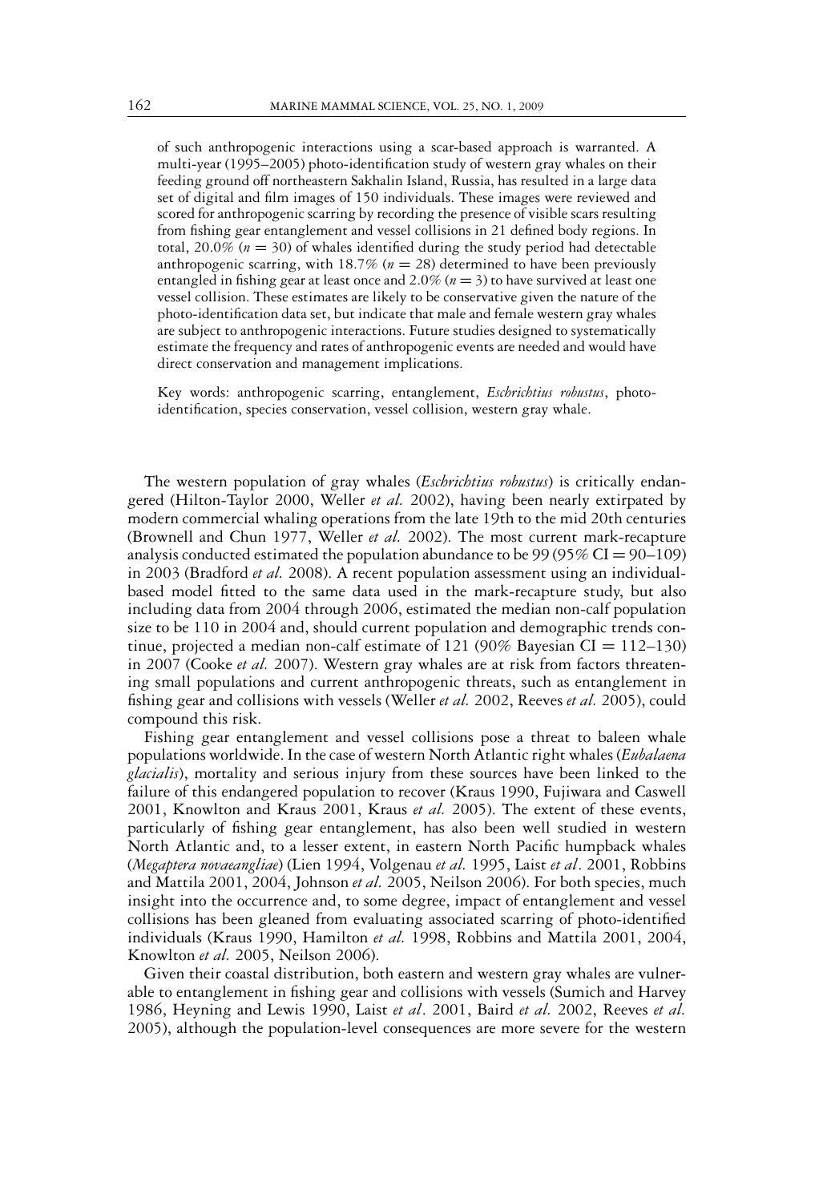of such anthropogenic interactions using a scar-based approach is warranted. A multi-year (1995–2005) photo-identification study of western gray whales on their feeding ground off northeastern Sakhalin Island, Russia, has resulted in a large data set of digital and film images of 150 individuals. These images were reviewed and scored for anthropogenic scarring by recording the presence of visible scars resulting from fishing gear entanglement and vessel collisions in 21 defined body regions. In total, 20.0% ($n = 30$) of whales identified during the study period had detectable anthropogenic scarring, with 18.7% ($n = 28$) determined to have been previously entangled in fishing gear at least once and 2.0% ($n = 3$) to have survived at least one vessel collision. These estimates are likely to be conservative given the nature of the photo-identification data set, but indicate that male and female western gray whales are subject to anthropogenic interactions. Future studies designed to systematically estimate the frequency and rates of anthropogenic events are needed and would have direct conservation and management implications.

Key words: anthropogenic scarring, entanglement, *Eschrichtius robustus*, photo-identification, species conservation, vessel collision, western gray whale.

The western population of gray whales (*Eschrichtius robustus*) is critically endangered (Hilton-Taylor 2000, Weller *et al.* 2002), having been nearly extirpated by modern commercial whaling operations from the late 19th to the mid 20th centuries (Brownell and Chun 1977, Weller *et al.* 2002). The most current mark-recapture analysis conducted estimated the population abundance to be 99 (95% CI = 90–109) in 2003 (Bradford *et al.* 2008). A recent population assessment using an individual-based model fitted to the same data used in the mark-recapture study, but also including data from 2004 through 2006, estimated the median non-calf population size to be 110 in 2004 and, should current population and demographic trends continue, projected a median non-calf estimate of 121 (90% Bayesian CI = 112–130) in 2007 (Cooke *et al.* 2007). Western gray whales are at risk from factors threatening small populations and current anthropogenic threats, such as entanglement in fishing gear and collisions with vessels (Weller *et al.* 2002, Reeves *et al.* 2005), could compound this risk.

Fishing gear entanglement and vessel collisions pose a threat to baleen whale populations worldwide. In the case of western North Atlantic right whales (*Eubalaena glacialis*), mortality and serious injury from these sources have been linked to the failure of this endangered population to recover (Kraus 1990, Fujiwara and Caswell 2001, Knowlton and Kraus 2001, Kraus *et al.* 2005). The extent of these events, particularly of fishing gear entanglement, has also been well studied in western North Atlantic and, to a lesser extent, in eastern North Pacific humpback whales (*Megaptera novaeangliae*) (Lien 1994, Volgenau *et al.* 1995, Laist *et al*. 2001, Robbins and Mattila 2001, 2004, Johnson *et al.* 2005, Neilson 2006). For both species, much insight into the occurrence and, to some degree, impact of entanglement and vessel collisions has been gleaned from evaluating associated scarring of photo-identified individuals (Kraus 1990, Hamilton *et al.* 1998, Robbins and Mattila 2001, 2004, Knowlton *et al.* 2005, Neilson 2006).

Given their coastal distribution, both eastern and western gray whales are vulnerable to entanglement in fishing gear and collisions with vessels (Sumich and Harvey 1986, Heyning and Lewis 1990, Laist *et al*. 2001, Baird *et al.* 2002, Reeves *et al.* 2005), although the population-level consequences are more severe for the western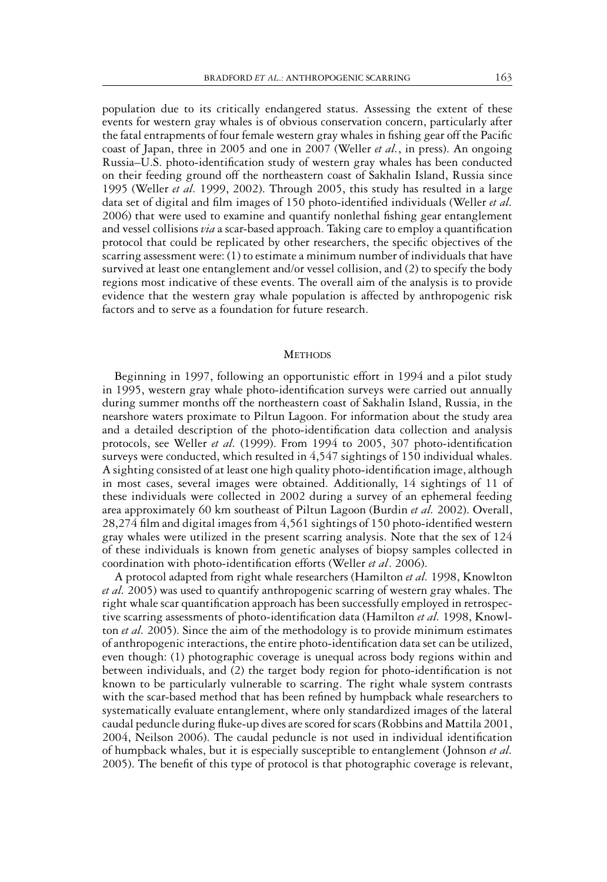population due to its critically endangered status. Assessing the extent of these events for western gray whales is of obvious conservation concern, particularly after the fatal entrapments of four female western gray whales in fishing gear off the Pacific coast of Japan, three in 2005 and one in 2007 (Weller *et al.*, in press). An ongoing Russia–U.S. photo-identification study of western gray whales has been conducted on their feeding ground off the northeastern coast of Sakhalin Island, Russia since 1995 (Weller *et al.* 1999, 2002). Through 2005, this study has resulted in a large data set of digital and film images of 150 photo-identified individuals (Weller *et al.* 2006) that were used to examine and quantify nonlethal fishing gear entanglement and vessel collisions *via* a scar-based approach. Taking care to employ a quantification protocol that could be replicated by other researchers, the specific objectives of the scarring assessment were: (1) to estimate a minimum number of individuals that have survived at least one entanglement and/or vessel collision, and (2) to specify the body regions most indicative of these events. The overall aim of the analysis is to provide evidence that the western gray whale population is affected by anthropogenic risk factors and to serve as a foundation for future research.

## Methods

Beginning in 1997, following an opportunistic effort in 1994 and a pilot study in 1995, western gray whale photo-identification surveys were carried out annually during summer months off the northeastern coast of Sakhalin Island, Russia, in the nearshore waters proximate to Piltun Lagoon. For information about the study area and a detailed description of the photo-identification data collection and analysis protocols, see Weller *et al.* (1999). From 1994 to 2005, 307 photo-identification surveys were conducted, which resulted in 4,547 sightings of 150 individual whales. A sighting consisted of at least one high quality photo-identification image, although in most cases, several images were obtained. Additionally, 14 sightings of 11 of these individuals were collected in 2002 during a survey of an ephemeral feeding area approximately 60 km southeast of Piltun Lagoon (Burdin *et al.* 2002). Overall, 28,274 film and digital images from 4,561 sightings of 150 photo-identified western gray whales were utilized in the present scarring analysis. Note that the sex of 124 of these individuals is known from genetic analyses of biopsy samples collected in coordination with photo-identification efforts (Weller *et al*. 2006).

A protocol adapted from right whale researchers (Hamilton *et al.* 1998, Knowlton *et al.* 2005) was used to quantify anthropogenic scarring of western gray whales. The right whale scar quantification approach has been successfully employed in retrospective scarring assessments of photo-identification data (Hamilton *et al.* 1998, Knowlton *et al.* 2005). Since the aim of the methodology is to provide minimum estimates of anthropogenic interactions, the entire photo-identification data set can be utilized, even though: (1) photographic coverage is unequal across body regions within and between individuals, and (2) the target body region for photo-identification is not known to be particularly vulnerable to scarring. The right whale system contrasts with the scar-based method that has been refined by humpback whale researchers to systematically evaluate entanglement, where only standardized images of the lateral caudal peduncle during fluke-up dives are scored for scars (Robbins and Mattila 2001, 2004, Neilson 2006). The caudal peduncle is not used in individual identification of humpback whales, but it is especially susceptible to entanglement (Johnson *et al.* 2005). The benefit of this type of protocol is that photographic coverage is relevant,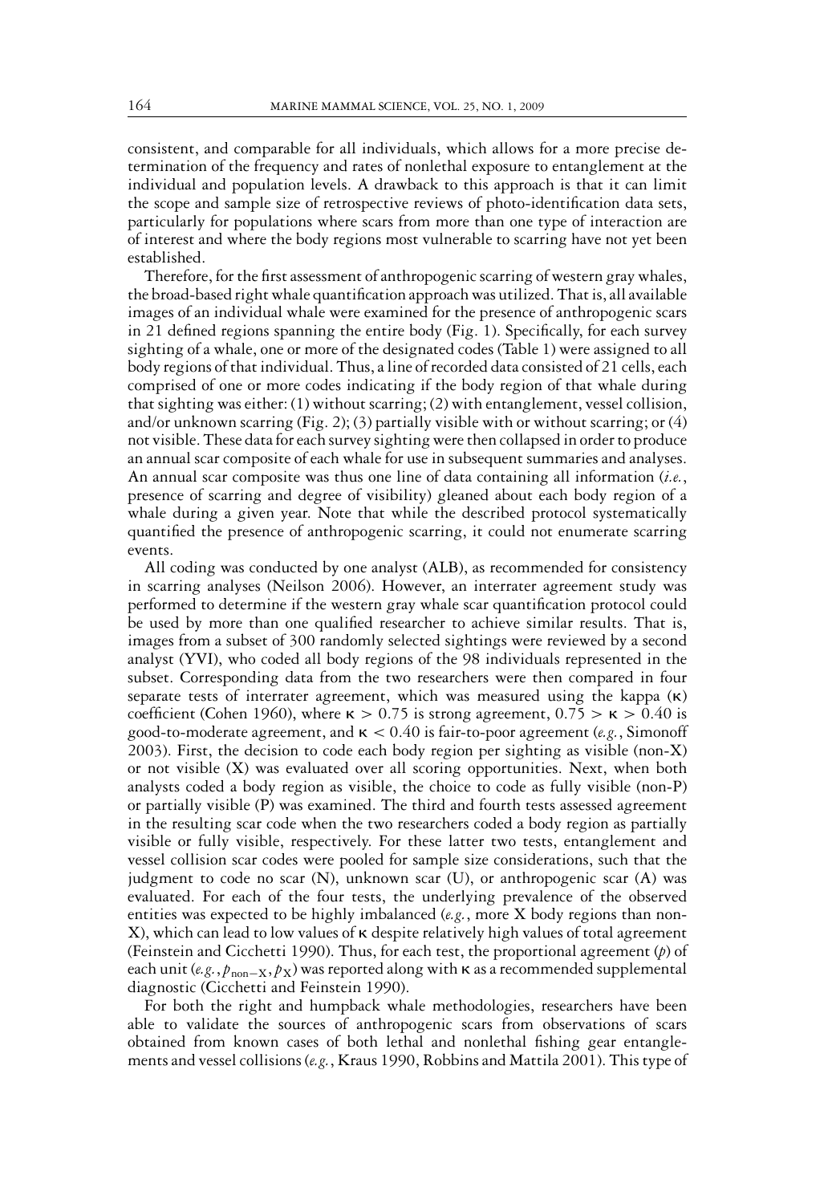consistent, and comparable for all individuals, which allows for a more precise determination of the frequency and rates of nonlethal exposure to entanglement at the individual and population levels. A drawback to this approach is that it can limit the scope and sample size of retrospective reviews of photo-identification data sets, particularly for populations where scars from more than one type of interaction are of interest and where the body regions most vulnerable to scarring have not yet been established.

Therefore, for the first assessment of anthropogenic scarring of western gray whales, the broad-based right whale quantification approach was utilized. That is, all available images of an individual whale were examined for the presence of anthropogenic scars in 21 defined regions spanning the entire body (Fig. 1). Specifically, for each survey sighting of a whale, one or more of the designated codes (Table 1) were assigned to all body regions of that individual. Thus, a line of recorded data consisted of 21 cells, each comprised of one or more codes indicating if the body region of that whale during that sighting was either: (1) without scarring; (2) with entanglement, vessel collision, and/or unknown scarring (Fig. 2); (3) partially visible with or without scarring; or (4) not visible. These data for each survey sighting were then collapsed in order to produce an annual scar composite of each whale for use in subsequent summaries and analyses. An annual scar composite was thus one line of data containing all information (*i.e.*, presence of scarring and degree of visibility) gleaned about each body region of a whale during a given year. Note that while the described protocol systematically quantified the presence of anthropogenic scarring, it could not enumerate scarring events.

All coding was conducted by one analyst (ALB), as recommended for consistency in scarring analyses (Neilson 2006). However, an interrater agreement study was performed to determine if the western gray whale scar quantification protocol could be used by more than one qualified researcher to achieve similar results. That is, images from a subset of 300 randomly selected sightings were reviewed by a second analyst (YVI), who coded all body regions of the 98 individuals represented in the subset. Corresponding data from the two researchers were then compared in four separate tests of interrater agreement, which was measured using the kappa ($\kappa$) coefficient (Cohen 1960), where $\kappa > 0.75$ is strong agreement, $0.75 > \kappa > 0.40$ is good-to-moderate agreement, and $\kappa < 0.40$ is fair-to-poor agreement (*e.g.*, Simonoff 2003). First, the decision to code each body region per sighting as visible (non-X) or not visible (X) was evaluated over all scoring opportunities. Next, when both analysts coded a body region as visible, the choice to code as fully visible (non-P) or partially visible (P) was examined. The third and fourth tests assessed agreement in the resulting scar code when the two researchers coded a body region as partially visible or fully visible, respectively. For these latter two tests, entanglement and vessel collision scar codes were pooled for sample size considerations, such that the judgment to code no scar (N), unknown scar (U), or anthropogenic scar (A) was evaluated. For each of the four tests, the underlying prevalence of the observed entities was expected to be highly imbalanced (*e.g.*, more X body regions than non-X), which can lead to low values of $\kappa$ despite relatively high values of total agreement (Feinstein and Cicchetti 1990). Thus, for each test, the proportional agreement ($p$) of each unit (*e.g.*, $p_{\text{non-X}}, p_{\text{X}}$) was reported along with $\kappa$ as a recommended supplemental diagnostic (Cicchetti and Feinstein 1990).

For both the right and humpback whale methodologies, researchers have been able to validate the sources of anthropogenic scars from observations of scars obtained from known cases of both lethal and nonlethal fishing gear entanglements and vessel collisions (*e.g.*, Kraus 1990, Robbins and Mattila 2001). This type of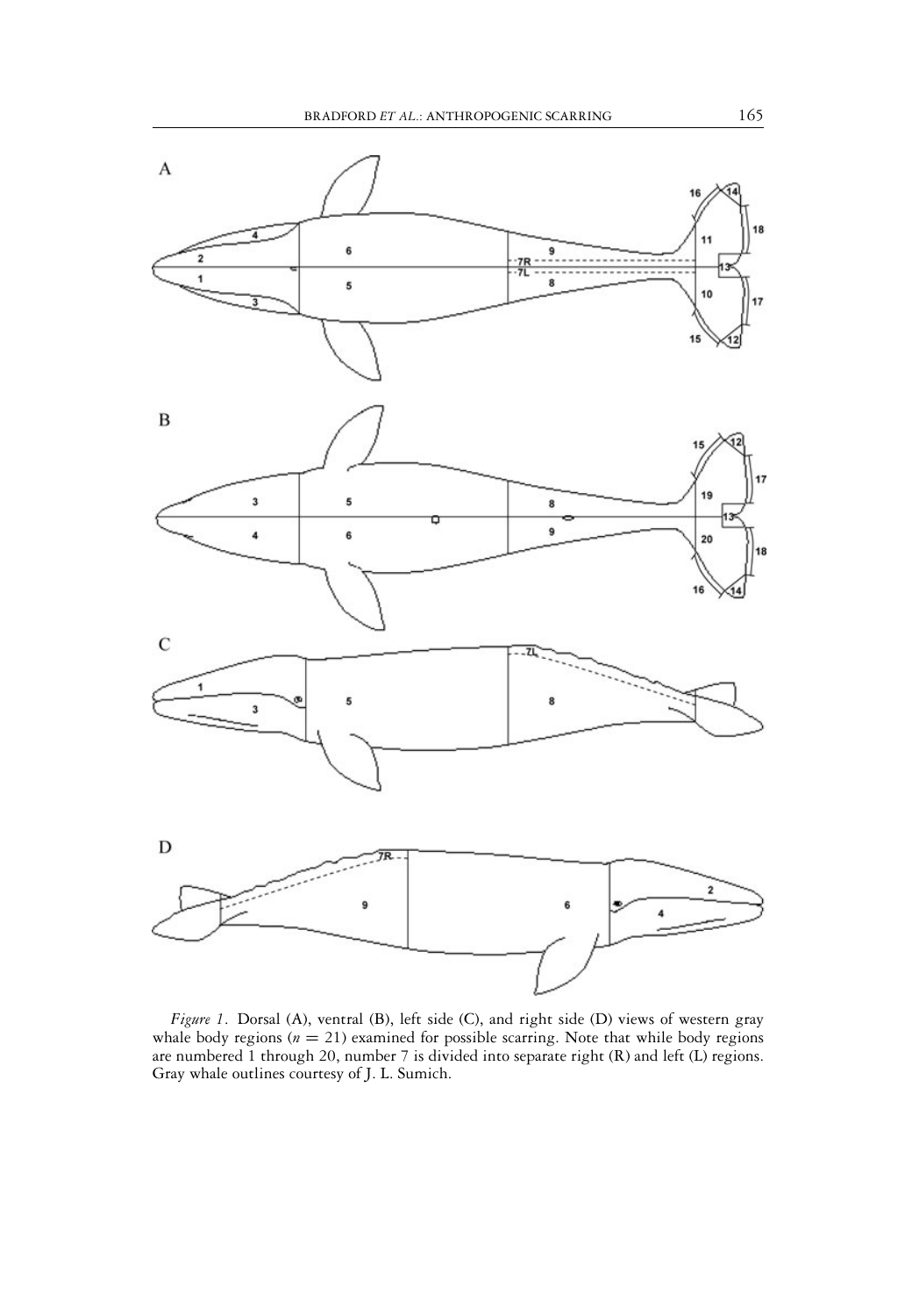*Figure 1.* Dorsal (A), ventral (B), left side (C), and right side (D) views of western gray whale body regions ($n = 21$) examined for possible scarring. Note that while body regions are numbered 1 through 20, number 7 is divided into separate right (R) and left (L) regions. Gray whale outlines courtesy of J. L. Sumich.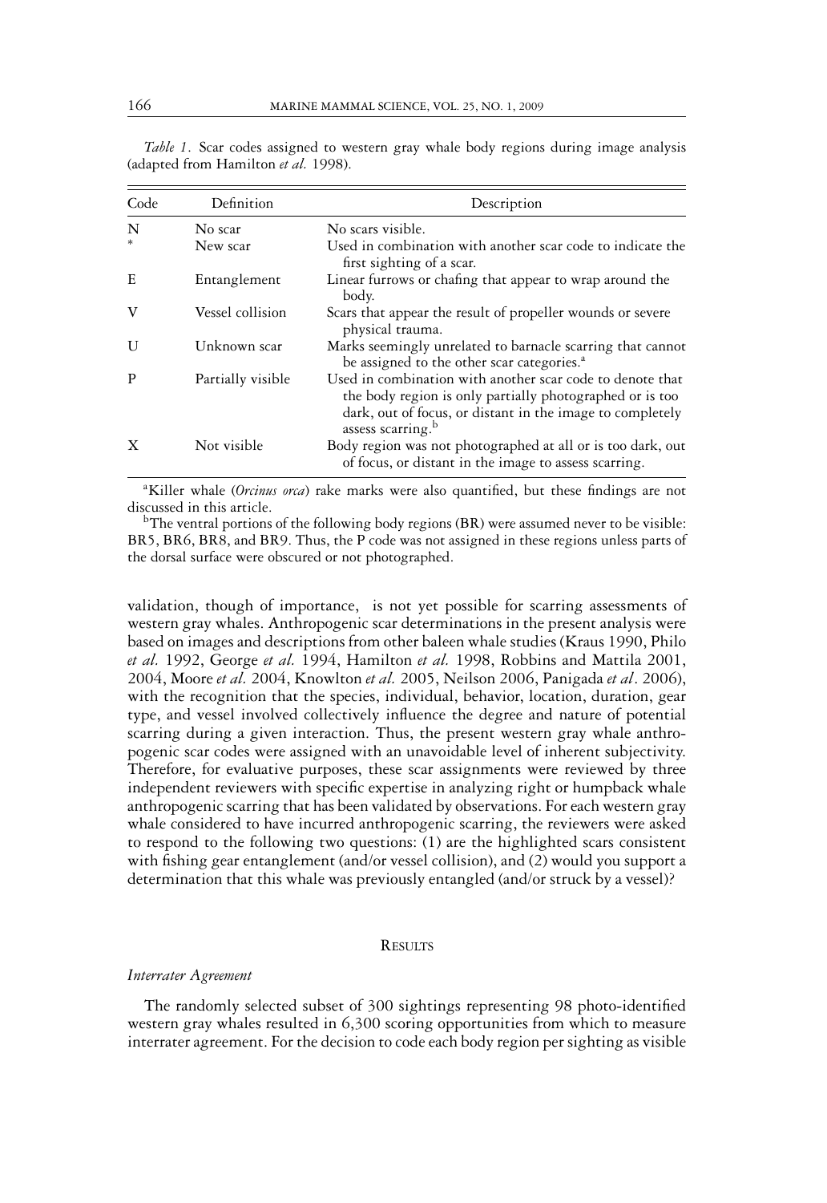*Table 1.* Scar codes assigned to western gray whale body regions during image analysis (adapted from Hamilton *et al.* 1998).

| Code | Definition | Description |
|---|---|---|
| N | No scar | No scars visible. |
| * | New scar | Used in combination with another scar code to indicate the first sighting of a scar. |
| E | Entanglement | Linear furrows or chafing that appear to wrap around the body. |
| V | Vessel collision | Scars that appear the result of propeller wounds or severe physical trauma. |
| U | Unknown scar | Marks seemingly unrelated to barnacle scarring that cannot be assigned to the other scar categories.[a] |
| P | Partially visible | Used in combination with another scar code to denote that the body region is only partially photographed or is too dark, out of focus, or distant in the image to completely assess scarring.[b] |
| X | Not visible | Body region was not photographed at all or is too dark, out of focus, or distant in the image to assess scarring. |

[a]Killer whale (*Orcinus orca*) rake marks were also quantified, but these findings are not discussed in this article.

[b]The ventral portions of the following body regions (BR) were assumed never to be visible: BR5, BR6, BR8, and BR9. Thus, the P code was not assigned in these regions unless parts of the dorsal surface were obscured or not photographed.

validation, though of importance, is not yet possible for scarring assessments of western gray whales. Anthropogenic scar determinations in the present analysis were based on images and descriptions from other baleen whale studies (Kraus 1990, Philo *et al.* 1992, George *et al.* 1994, Hamilton *et al.* 1998, Robbins and Mattila 2001, 2004, Moore *et al.* 2004, Knowlton *et al.* 2005, Neilson 2006, Panigada *et al*. 2006), with the recognition that the species, individual, behavior, location, duration, gear type, and vessel involved collectively influence the degree and nature of potential scarring during a given interaction. Thus, the present western gray whale anthropogenic scar codes were assigned with an unavoidable level of inherent subjectivity. Therefore, for evaluative purposes, these scar assignments were reviewed by three independent reviewers with specific expertise in analyzing right or humpback whale anthropogenic scarring that has been validated by observations. For each western gray whale considered to have incurred anthropogenic scarring, the reviewers were asked to respond to the following two questions: (1) are the highlighted scars consistent with fishing gear entanglement (and/or vessel collision), and (2) would you support a determination that this whale was previously entangled (and/or struck by a vessel)?

## Results

### *Interrater Agreement*

The randomly selected subset of 300 sightings representing 98 photo-identified western gray whales resulted in 6,300 scoring opportunities from which to measure interrater agreement. For the decision to code each body region per sighting as visible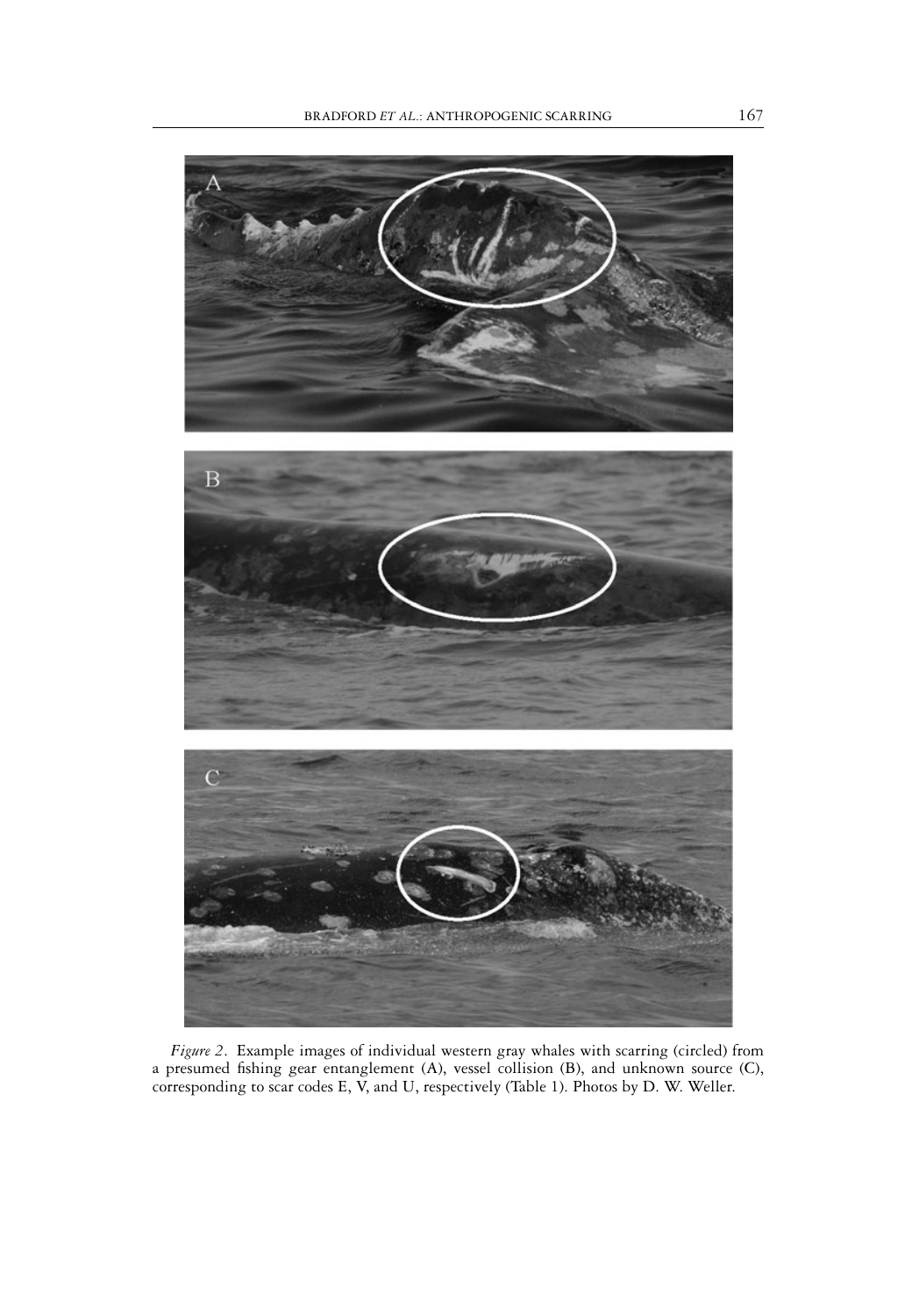*Figure 2*. Example images of individual western gray whales with scarring (circled) from a presumed fishing gear entanglement (A), vessel collision (B), and unknown source (C), corresponding to scar codes E, V, and U, respectively (Table 1). Photos by D. W. Weller.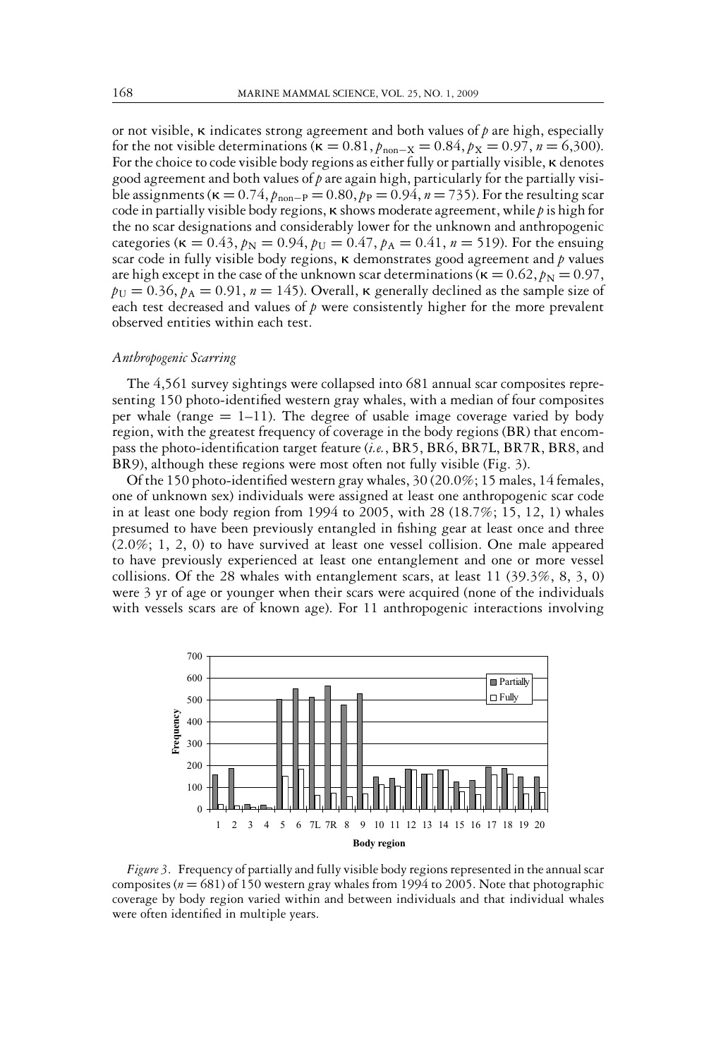or not visible, κ indicates strong agreement and both values of $p$ are high, especially for the not visible determinations ($\kappa = 0.81, p_{\text{non-X}} = 0.84, p_X = 0.97, n = 6{,}300$). For the choice to code visible body regions as either fully or partially visible, κ denotes good agreement and both values of $p$ are again high, particularly for the partially visible assignments ($\kappa = 0.74, p_{\text{non-P}} = 0.80, p_P = 0.94, n = 735$). For the resulting scar code in partially visible body regions, κ shows moderate agreement, while $p$ is high for the no scar designations and considerably lower for the unknown and anthropogenic categories ($\kappa = 0.43, p_N = 0.94, p_U = 0.47, p_A = 0.41, n = 519$). For the ensuing scar code in fully visible body regions, κ demonstrates good agreement and $p$ values are high except in the case of the unknown scar determinations ($\kappa = 0.62, p_N = 0.97, p_U = 0.36, p_A = 0.91, n = 145$). Overall, κ generally declined as the sample size of each test decreased and values of $p$ were consistently higher for the more prevalent observed entities within each test.

### *Anthropogenic Scarring*

The 4,561 survey sightings were collapsed into 681 annual scar composites representing 150 photo-identified western gray whales, with a median of four composites per whale (range = 1–11). The degree of usable image coverage varied by body region, with the greatest frequency of coverage in the body regions (BR) that encompass the photo-identification target feature (*i.e.*, BR5, BR6, BR7L, BR7R, BR8, and BR9), although these regions were most often not fully visible (Fig. 3).

Of the 150 photo-identified western gray whales, 30 (20.0%; 15 males, 14 females, one of unknown sex) individuals were assigned at least one anthropogenic scar code in at least one body region from 1994 to 2005, with 28 (18.7%; 15, 12, 1) whales presumed to have been previously entangled in fishing gear at least once and three (2.0%; 1, 2, 0) to have survived at least one vessel collision. One male appeared to have previously experienced at least one entanglement and one or more vessel collisions. Of the 28 whales with entanglement scars, at least 11 (39.3%, 8, 3, 0) were 3 yr of age or younger when their scars were acquired (none of the individuals with vessels scars are of known age). For 11 anthropogenic interactions involving

*Figure 3*. Frequency of partially and fully visible body regions represented in the annual scar composites ($n = 681$) of 150 western gray whales from 1994 to 2005. Note that photographic coverage by body region varied within and between individuals and that individual whales were often identified in multiple years.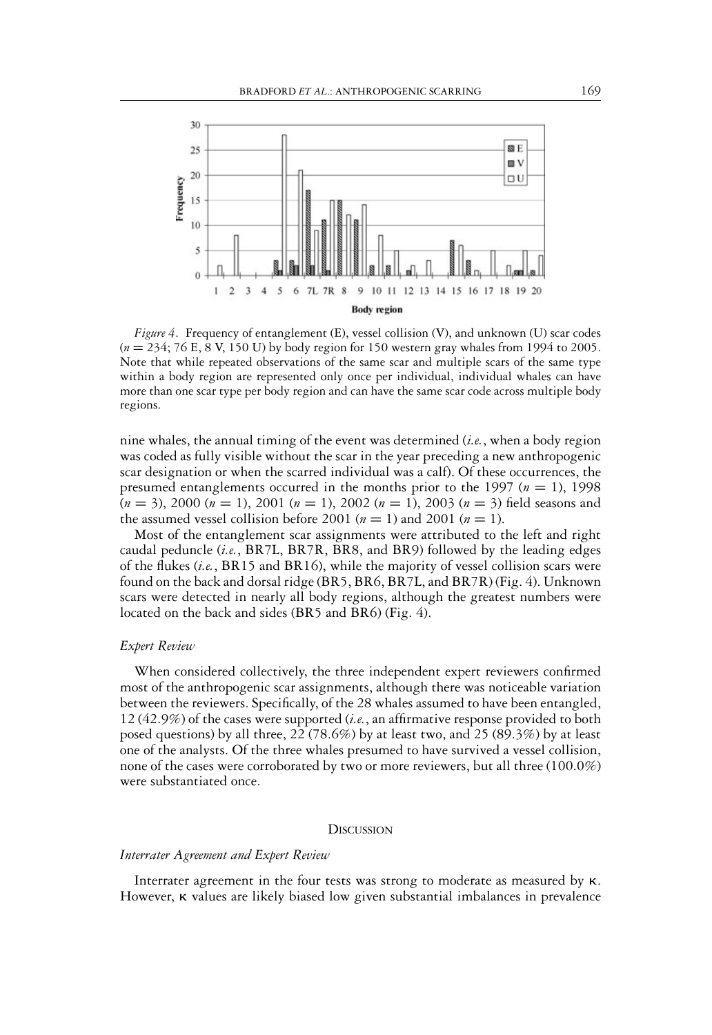*Figure 4*. Frequency of entanglement (E), vessel collision (V), and unknown (U) scar codes ($n = 234$; 76 E, 8 V, 150 U) by body region for 150 western gray whales from 1994 to 2005. Note that while repeated observations of the same scar and multiple scars of the same type within a body region are represented only once per individual, individual whales can have more than one scar type per body region and can have the same scar code across multiple body regions.

nine whales, the annual timing of the event was determined (*i.e.*, when a body region was coded as fully visible without the scar in the year preceding a new anthropogenic scar designation or when the scarred individual was a calf). Of these occurrences, the presumed entanglements occurred in the months prior to the 1997 ($n = 1$), 1998 ($n = 3$), 2000 ($n = 1$), 2001 ($n = 1$), 2002 ($n = 1$), 2003 ($n = 3$) field seasons and the assumed vessel collision before 2001 ($n = 1$) and 2001 ($n = 1$).

Most of the entanglement scar assignments were attributed to the left and right caudal peduncle (*i.e.*, BR7L, BR7R, BR8, and BR9) followed by the leading edges of the flukes (*i.e.*, BR15 and BR16), while the majority of vessel collision scars were found on the back and dorsal ridge (BR5, BR6, BR7L, and BR7R) (Fig. 4). Unknown scars were detected in nearly all body regions, although the greatest numbers were located on the back and sides (BR5 and BR6) (Fig. 4).

### *Expert Review*

When considered collectively, the three independent expert reviewers confirmed most of the anthropogenic scar assignments, although there was noticeable variation between the reviewers. Specifically, of the 28 whales assumed to have been entangled, 12 (42.9%) of the cases were supported (*i.e.*, an affirmative response provided to both posed questions) by all three, 22 (78.6%) by at least two, and 25 (89.3%) by at least one of the analysts. Of the three whales presumed to have survived a vessel collision, none of the cases were corroborated by two or more reviewers, but all three (100.0%) were substantiated once.

## Discussion

### *Interrater Agreement and Expert Review*

Interrater agreement in the four tests was strong to moderate as measured by $\kappa$. However, $\kappa$ values are likely biased low given substantial imbalances in prevalence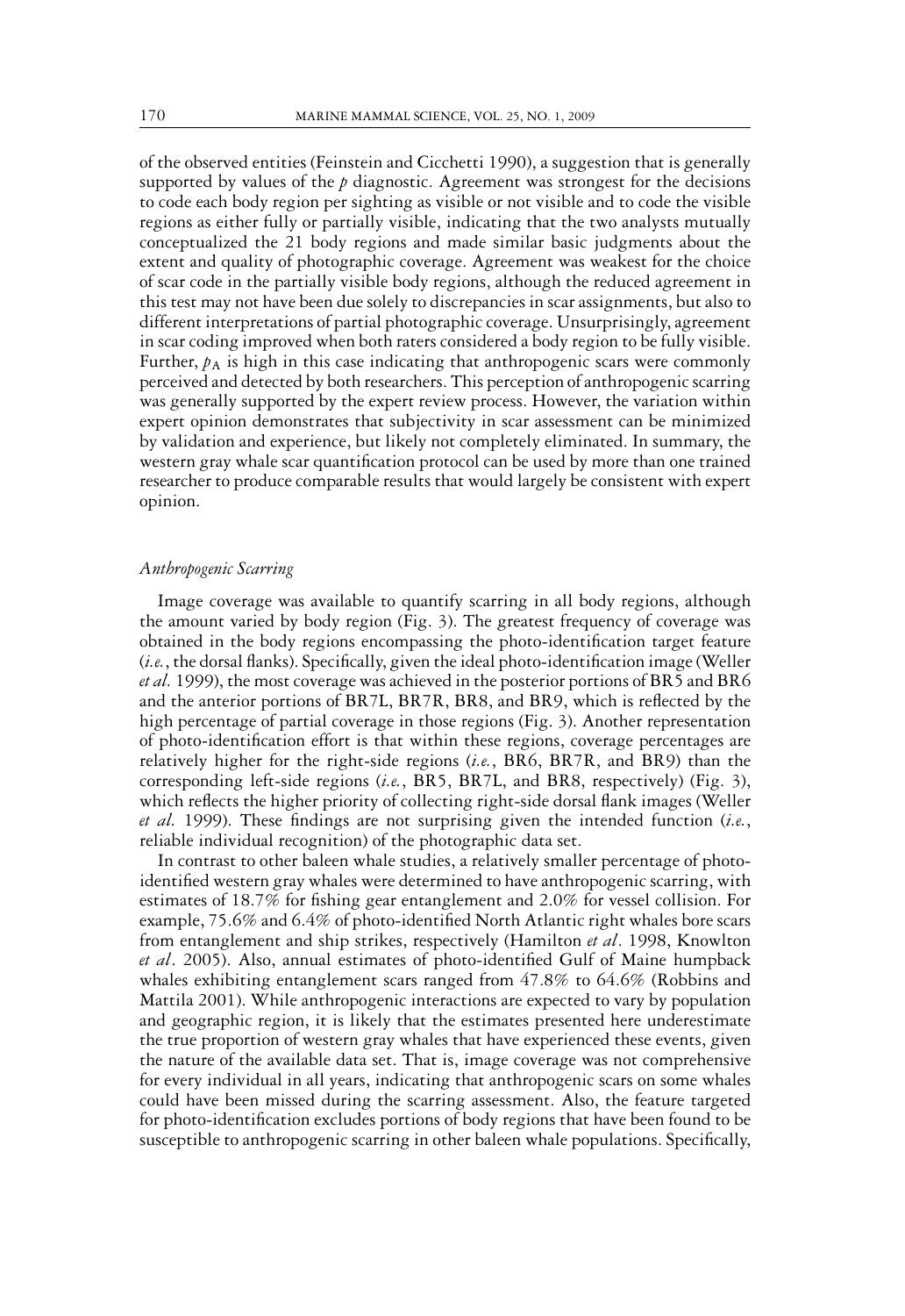of the observed entities (Feinstein and Cicchetti 1990), a suggestion that is generally supported by values of the $p$ diagnostic. Agreement was strongest for the decisions to code each body region per sighting as visible or not visible and to code the visible regions as either fully or partially visible, indicating that the two analysts mutually conceptualized the 21 body regions and made similar basic judgments about the extent and quality of photographic coverage. Agreement was weakest for the choice of scar code in the partially visible body regions, although the reduced agreement in this test may not have been due solely to discrepancies in scar assignments, but also to different interpretations of partial photographic coverage. Unsurprisingly, agreement in scar coding improved when both raters considered a body region to be fully visible. Further, $p_A$ is high in this case indicating that anthropogenic scars were commonly perceived and detected by both researchers. This perception of anthropogenic scarring was generally supported by the expert review process. However, the variation within expert opinion demonstrates that subjectivity in scar assessment can be minimized by validation and experience, but likely not completely eliminated. In summary, the western gray whale scar quantification protocol can be used by more than one trained researcher to produce comparable results that would largely be consistent with expert opinion.

### *Anthropogenic Scarring*

Image coverage was available to quantify scarring in all body regions, although the amount varied by body region (Fig. 3). The greatest frequency of coverage was obtained in the body regions encompassing the photo-identification target feature (*i.e.*, the dorsal flanks). Specifically, given the ideal photo-identification image (Weller *et al.* 1999), the most coverage was achieved in the posterior portions of BR5 and BR6 and the anterior portions of BR7L, BR7R, BR8, and BR9, which is reflected by the high percentage of partial coverage in those regions (Fig. 3). Another representation of photo-identification effort is that within these regions, coverage percentages are relatively higher for the right-side regions (*i.e.*, BR6, BR7R, and BR9) than the corresponding left-side regions (*i.e.*, BR5, BR7L, and BR8, respectively) (Fig. 3), which reflects the higher priority of collecting right-side dorsal flank images (Weller *et al.* 1999). These findings are not surprising given the intended function (*i.e.*, reliable individual recognition) of the photographic data set.

In contrast to other baleen whale studies, a relatively smaller percentage of photo-identified western gray whales were determined to have anthropogenic scarring, with estimates of 18.7% for fishing gear entanglement and 2.0% for vessel collision. For example, 75.6% and 6.4% of photo-identified North Atlantic right whales bore scars from entanglement and ship strikes, respectively (Hamilton *et al*. 1998, Knowlton *et al*. 2005). Also, annual estimates of photo-identified Gulf of Maine humpback whales exhibiting entanglement scars ranged from 47.8% to 64.6% (Robbins and Mattila 2001). While anthropogenic interactions are expected to vary by population and geographic region, it is likely that the estimates presented here underestimate the true proportion of western gray whales that have experienced these events, given the nature of the available data set. That is, image coverage was not comprehensive for every individual in all years, indicating that anthropogenic scars on some whales could have been missed during the scarring assessment. Also, the feature targeted for photo-identification excludes portions of body regions that have been found to be susceptible to anthropogenic scarring in other baleen whale populations. Specifically,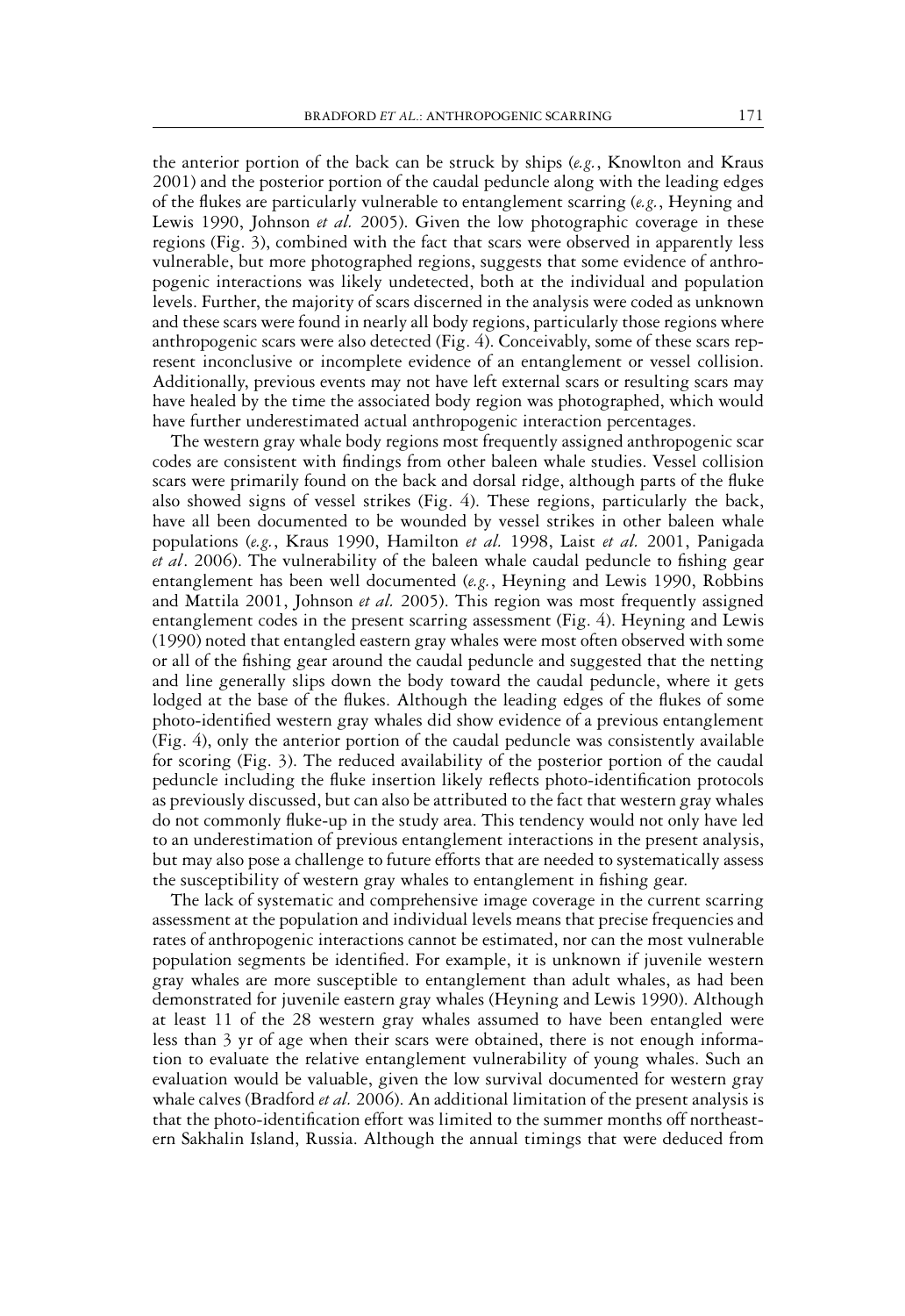the anterior portion of the back can be struck by ships (*e.g.*, Knowlton and Kraus 2001) and the posterior portion of the caudal peduncle along with the leading edges of the flukes are particularly vulnerable to entanglement scarring (*e.g.*, Heyning and Lewis 1990, Johnson *et al.* 2005). Given the low photographic coverage in these regions (Fig. 3), combined with the fact that scars were observed in apparently less vulnerable, but more photographed regions, suggests that some evidence of anthropogenic interactions was likely undetected, both at the individual and population levels. Further, the majority of scars discerned in the analysis were coded as unknown and these scars were found in nearly all body regions, particularly those regions where anthropogenic scars were also detected (Fig. 4). Conceivably, some of these scars represent inconclusive or incomplete evidence of an entanglement or vessel collision. Additionally, previous events may not have left external scars or resulting scars may have healed by the time the associated body region was photographed, which would have further underestimated actual anthropogenic interaction percentages.

The western gray whale body regions most frequently assigned anthropogenic scar codes are consistent with findings from other baleen whale studies. Vessel collision scars were primarily found on the back and dorsal ridge, although parts of the fluke also showed signs of vessel strikes (Fig. 4). These regions, particularly the back, have all been documented to be wounded by vessel strikes in other baleen whale populations (*e.g.*, Kraus 1990, Hamilton *et al.* 1998, Laist *et al.* 2001, Panigada *et al*. 2006). The vulnerability of the baleen whale caudal peduncle to fishing gear entanglement has been well documented (*e.g.*, Heyning and Lewis 1990, Robbins and Mattila 2001, Johnson *et al.* 2005). This region was most frequently assigned entanglement codes in the present scarring assessment (Fig. 4). Heyning and Lewis (1990) noted that entangled eastern gray whales were most often observed with some or all of the fishing gear around the caudal peduncle and suggested that the netting and line generally slips down the body toward the caudal peduncle, where it gets lodged at the base of the flukes. Although the leading edges of the flukes of some photo-identified western gray whales did show evidence of a previous entanglement (Fig. 4), only the anterior portion of the caudal peduncle was consistently available for scoring (Fig. 3). The reduced availability of the posterior portion of the caudal peduncle including the fluke insertion likely reflects photo-identification protocols as previously discussed, but can also be attributed to the fact that western gray whales do not commonly fluke-up in the study area. This tendency would not only have led to an underestimation of previous entanglement interactions in the present analysis, but may also pose a challenge to future efforts that are needed to systematically assess the susceptibility of western gray whales to entanglement in fishing gear.

The lack of systematic and comprehensive image coverage in the current scarring assessment at the population and individual levels means that precise frequencies and rates of anthropogenic interactions cannot be estimated, nor can the most vulnerable population segments be identified. For example, it is unknown if juvenile western gray whales are more susceptible to entanglement than adult whales, as had been demonstrated for juvenile eastern gray whales (Heyning and Lewis 1990). Although at least 11 of the 28 western gray whales assumed to have been entangled were less than 3 yr of age when their scars were obtained, there is not enough information to evaluate the relative entanglement vulnerability of young whales. Such an evaluation would be valuable, given the low survival documented for western gray whale calves (Bradford *et al.* 2006). An additional limitation of the present analysis is that the photo-identification effort was limited to the summer months off northeastern Sakhalin Island, Russia. Although the annual timings that were deduced from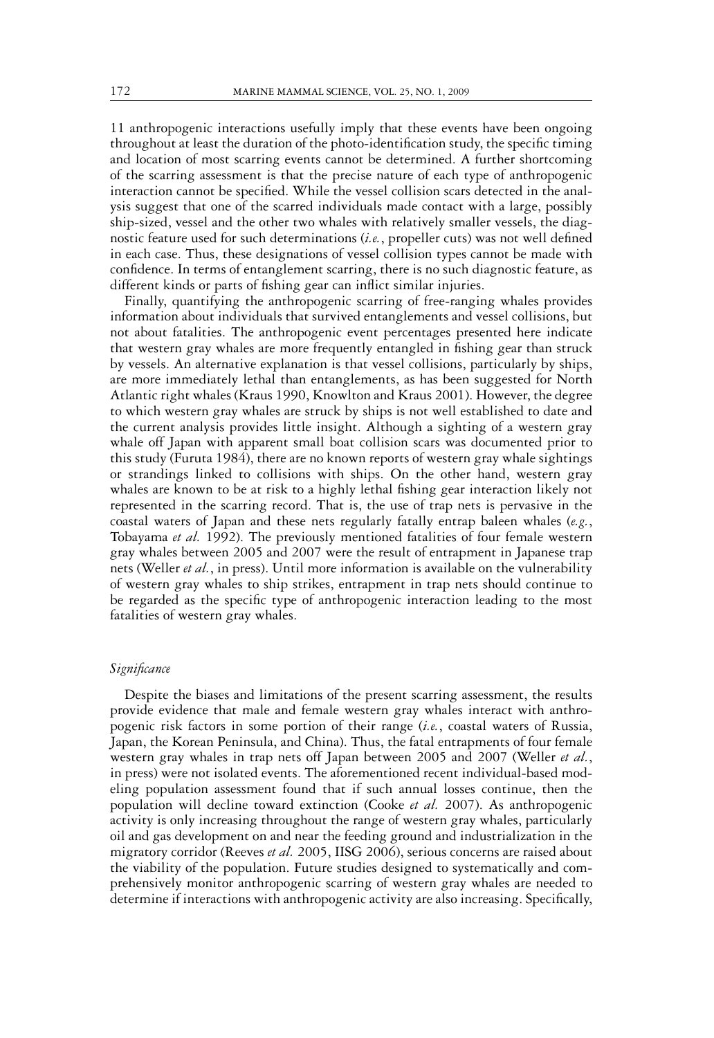11 anthropogenic interactions usefully imply that these events have been ongoing throughout at least the duration of the photo-identification study, the specific timing and location of most scarring events cannot be determined. A further shortcoming of the scarring assessment is that the precise nature of each type of anthropogenic interaction cannot be specified. While the vessel collision scars detected in the analysis suggest that one of the scarred individuals made contact with a large, possibly ship-sized, vessel and the other two whales with relatively smaller vessels, the diagnostic feature used for such determinations (*i.e.*, propeller cuts) was not well defined in each case. Thus, these designations of vessel collision types cannot be made with confidence. In terms of entanglement scarring, there is no such diagnostic feature, as different kinds or parts of fishing gear can inflict similar injuries.

Finally, quantifying the anthropogenic scarring of free-ranging whales provides information about individuals that survived entanglements and vessel collisions, but not about fatalities. The anthropogenic event percentages presented here indicate that western gray whales are more frequently entangled in fishing gear than struck by vessels. An alternative explanation is that vessel collisions, particularly by ships, are more immediately lethal than entanglements, as has been suggested for North Atlantic right whales (Kraus 1990, Knowlton and Kraus 2001). However, the degree to which western gray whales are struck by ships is not well established to date and the current analysis provides little insight. Although a sighting of a western gray whale off Japan with apparent small boat collision scars was documented prior to this study (Furuta 1984), there are no known reports of western gray whale sightings or strandings linked to collisions with ships. On the other hand, western gray whales are known to be at risk to a highly lethal fishing gear interaction likely not represented in the scarring record. That is, the use of trap nets is pervasive in the coastal waters of Japan and these nets regularly fatally entrap baleen whales (*e.g.*, Tobayama *et al.* 1992). The previously mentioned fatalities of four female western gray whales between 2005 and 2007 were the result of entrapment in Japanese trap nets (Weller *et al.*, in press). Until more information is available on the vulnerability of western gray whales to ship strikes, entrapment in trap nets should continue to be regarded as the specific type of anthropogenic interaction leading to the most fatalities of western gray whales.

### *Significance*

Despite the biases and limitations of the present scarring assessment, the results provide evidence that male and female western gray whales interact with anthropogenic risk factors in some portion of their range (*i.e.*, coastal waters of Russia, Japan, the Korean Peninsula, and China). Thus, the fatal entrapments of four female western gray whales in trap nets off Japan between 2005 and 2007 (Weller *et al.*, in press) were not isolated events. The aforementioned recent individual-based modeling population assessment found that if such annual losses continue, then the population will decline toward extinction (Cooke *et al.* 2007). As anthropogenic activity is only increasing throughout the range of western gray whales, particularly oil and gas development on and near the feeding ground and industrialization in the migratory corridor (Reeves *et al.* 2005, IISG 2006), serious concerns are raised about the viability of the population. Future studies designed to systematically and comprehensively monitor anthropogenic scarring of western gray whales are needed to determine if interactions with anthropogenic activity are also increasing. Specifically,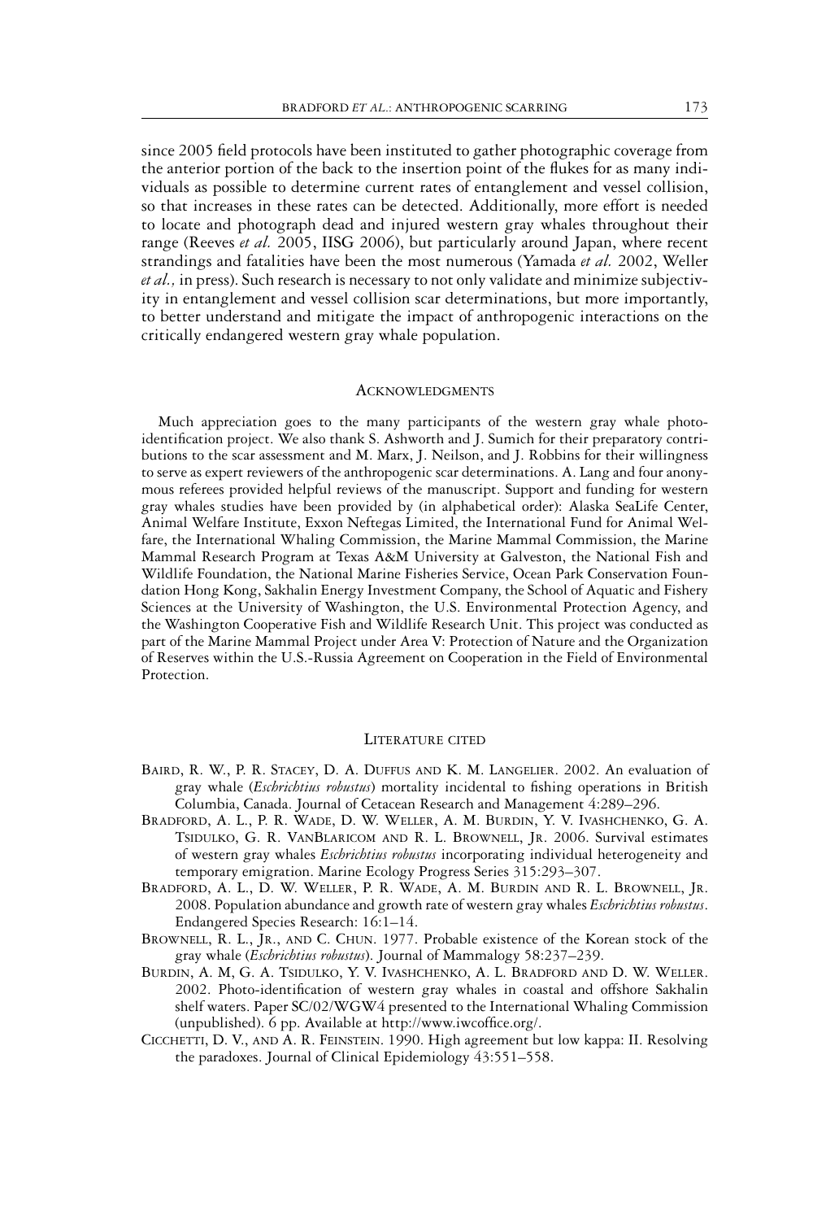since 2005 field protocols have been instituted to gather photographic coverage from the anterior portion of the back to the insertion point of the flukes for as many individuals as possible to determine current rates of entanglement and vessel collision, so that increases in these rates can be detected. Additionally, more effort is needed to locate and photograph dead and injured western gray whales throughout their range (Reeves *et al.* 2005, IISG 2006), but particularly around Japan, where recent strandings and fatalities have been the most numerous (Yamada *et al.* 2002, Weller *et al.,* in press). Such research is necessary to not only validate and minimize subjectivity in entanglement and vessel collision scar determinations, but more importantly, to better understand and mitigate the impact of anthropogenic interactions on the critically endangered western gray whale population.

## Acknowledgments

Much appreciation goes to the many participants of the western gray whale photo-identification project. We also thank S. Ashworth and J. Sumich for their preparatory contributions to the scar assessment and M. Marx, J. Neilson, and J. Robbins for their willingness to serve as expert reviewers of the anthropogenic scar determinations. A. Lang and four anonymous referees provided helpful reviews of the manuscript. Support and funding for western gray whales studies have been provided by (in alphabetical order): Alaska SeaLife Center, Animal Welfare Institute, Exxon Neftegas Limited, the International Fund for Animal Welfare, the International Whaling Commission, the Marine Mammal Commission, the Marine Mammal Research Program at Texas A&M University at Galveston, the National Fish and Wildlife Foundation, the National Marine Fisheries Service, Ocean Park Conservation Foundation Hong Kong, Sakhalin Energy Investment Company, the School of Aquatic and Fishery Sciences at the University of Washington, the U.S. Environmental Protection Agency, and the Washington Cooperative Fish and Wildlife Research Unit. This project was conducted as part of the Marine Mammal Project under Area V: Protection of Nature and the Organization of Reserves within the U.S.-Russia Agreement on Cooperation in the Field of Environmental Protection.

## Literature cited

Baird, R. W., P. R. Stacey, D. A. Duffus and K. M. Langelier. 2002. An evaluation of gray whale (*Eschrichtius robustus*) mortality incidental to fishing operations in British Columbia, Canada. Journal of Cetacean Research and Management 4:289–296.

Bradford, A. L., P. R. Wade, D. W. Weller, A. M. Burdin, Y. V. Ivashchenko, G. A. Tsidulko, G. R. VanBlaricom and R. L. Brownell, Jr. 2006. Survival estimates of western gray whales *Eschrichtius robustus* incorporating individual heterogeneity and temporary emigration. Marine Ecology Progress Series 315:293–307.

Bradford, A. L., D. W. Weller, P. R. Wade, A. M. Burdin and R. L. Brownell, Jr. 2008. Population abundance and growth rate of western gray whales *Eschrichtius robustus*. Endangered Species Research: 16:1–14.

Brownell, R. L., Jr., and C. Chun. 1977. Probable existence of the Korean stock of the gray whale (*Eschrichtius robustus*). Journal of Mammalogy 58:237–239.

Burdin, A. M, G. A. Tsidulko, Y. V. Ivashchenko, A. L. Bradford and D. W. Weller. 2002. Photo-identification of western gray whales in coastal and offshore Sakhalin shelf waters. Paper SC/02/WGW4 presented to the International Whaling Commission (unpublished). 6 pp. Available at http://www.iwcoffice.org/.

Cicchetti, D. V., and A. R. Feinstein. 1990. High agreement but low kappa: II. Resolving the paradoxes. Journal of Clinical Epidemiology 43:551–558.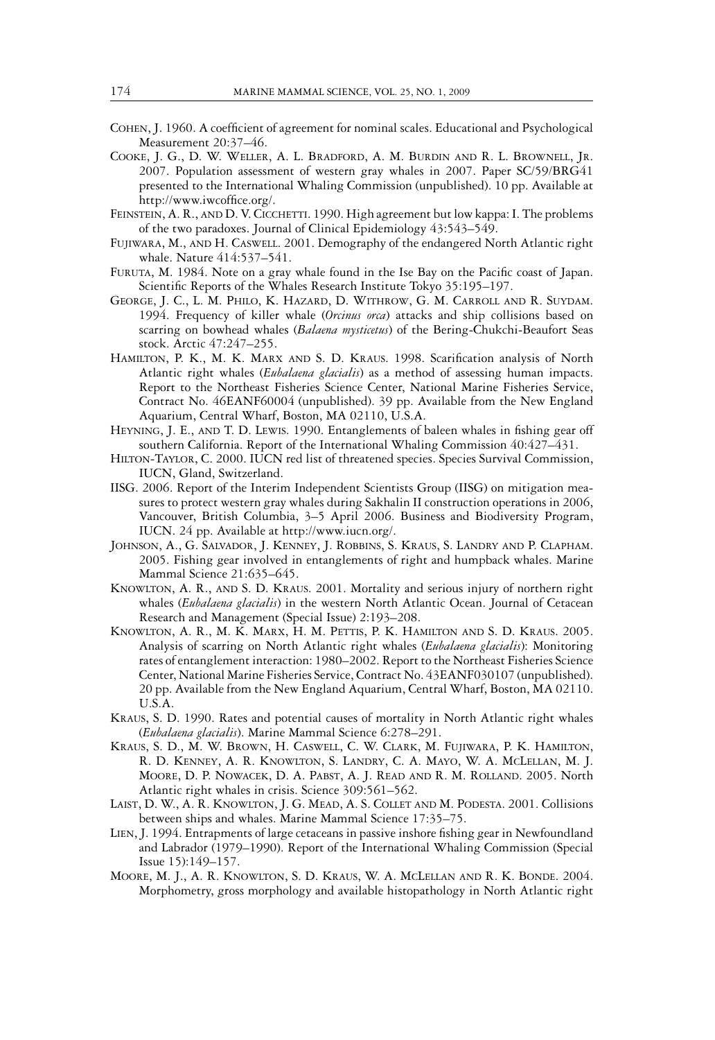Cohen, J. 1960. A coefficient of agreement for nominal scales. Educational and Psychological Measurement 20:37–46.

Cooke, J. G., D. W. Weller, A. L. Bradford, A. M. Burdin and R. L. Brownell, Jr. 2007. Population assessment of western gray whales in 2007. Paper SC/59/BRG41 presented to the International Whaling Commission (unpublished). 10 pp. Available at http://www.iwcoffice.org/.

Feinstein, A. R., and D. V. Cicchetti. 1990. High agreement but low kappa: I. The problems of the two paradoxes. Journal of Clinical Epidemiology 43:543–549.

Fujiwara, M., and H. Caswell. 2001. Demography of the endangered North Atlantic right whale. Nature 414:537–541.

Furuta, M. 1984. Note on a gray whale found in the Ise Bay on the Pacific coast of Japan. Scientific Reports of the Whales Research Institute Tokyo 35:195–197.

George, J. C., L. M. Philo, K. Hazard, D. Withrow, G. M. Carroll and R. Suydam. 1994. Frequency of killer whale (*Orcinus orca*) attacks and ship collisions based on scarring on bowhead whales (*Balaena mysticetus*) of the Bering-Chukchi-Beaufort Seas stock. Arctic 47:247–255.

Hamilton, P. K., M. K. Marx and S. D. Kraus. 1998. Scarification analysis of North Atlantic right whales (*Eubalaena glacialis*) as a method of assessing human impacts. Report to the Northeast Fisheries Science Center, National Marine Fisheries Service, Contract No. 46EANF60004 (unpublished). 39 pp. Available from the New England Aquarium, Central Wharf, Boston, MA 02110, U.S.A.

Heyning, J. E., and T. D. Lewis. 1990. Entanglements of baleen whales in fishing gear off southern California. Report of the International Whaling Commission 40:427–431.

Hilton-Taylor, C. 2000. IUCN red list of threatened species. Species Survival Commission, IUCN, Gland, Switzerland.

IISG. 2006. Report of the Interim Independent Scientists Group (IISG) on mitigation measures to protect western gray whales during Sakhalin II construction operations in 2006, Vancouver, British Columbia, 3–5 April 2006. Business and Biodiversity Program, IUCN. 24 pp. Available at http://www.iucn.org/.

Johnson, A., G. Salvador, J. Kenney, J. Robbins, S. Kraus, S. Landry and P. Clapham. 2005. Fishing gear involved in entanglements of right and humpback whales. Marine Mammal Science 21:635–645.

Knowlton, A. R., and S. D. Kraus. 2001. Mortality and serious injury of northern right whales (*Eubalaena glacialis*) in the western North Atlantic Ocean. Journal of Cetacean Research and Management (Special Issue) 2:193–208.

Knowlton, A. R., M. K. Marx, H. M. Pettis, P. K. Hamilton and S. D. Kraus. 2005. Analysis of scarring on North Atlantic right whales (*Eubalaena glacialis*): Monitoring rates of entanglement interaction: 1980–2002. Report to the Northeast Fisheries Science Center, National Marine Fisheries Service, Contract No. 43EANF030107 (unpublished). 20 pp. Available from the New England Aquarium, Central Wharf, Boston, MA 02110. U.S.A.

Kraus, S. D. 1990. Rates and potential causes of mortality in North Atlantic right whales (*Eubalaena glacialis*). Marine Mammal Science 6:278–291.

Kraus, S. D., M. W. Brown, H. Caswell, C. W. Clark, M. Fujiwara, P. K. Hamilton, R. D. Kenney, A. R. Knowlton, S. Landry, C. A. Mayo, W. A. McLellan, M. J. Moore, D. P. Nowacek, D. A. Pabst, A. J. Read and R. M. Rolland. 2005. North Atlantic right whales in crisis. Science 309:561–562.

Laist, D. W., A. R. Knowlton, J. G. Mead, A. S. Collet and M. Podesta. 2001. Collisions between ships and whales. Marine Mammal Science 17:35–75.

Lien, J. 1994. Entrapments of large cetaceans in passive inshore fishing gear in Newfoundland and Labrador (1979–1990). Report of the International Whaling Commission (Special Issue 15):149–157.

Moore, M. J., A. R. Knowlton, S. D. Kraus, W. A. McLellan and R. K. Bonde. 2004. Morphometry, gross morphology and available histopathology in North Atlantic right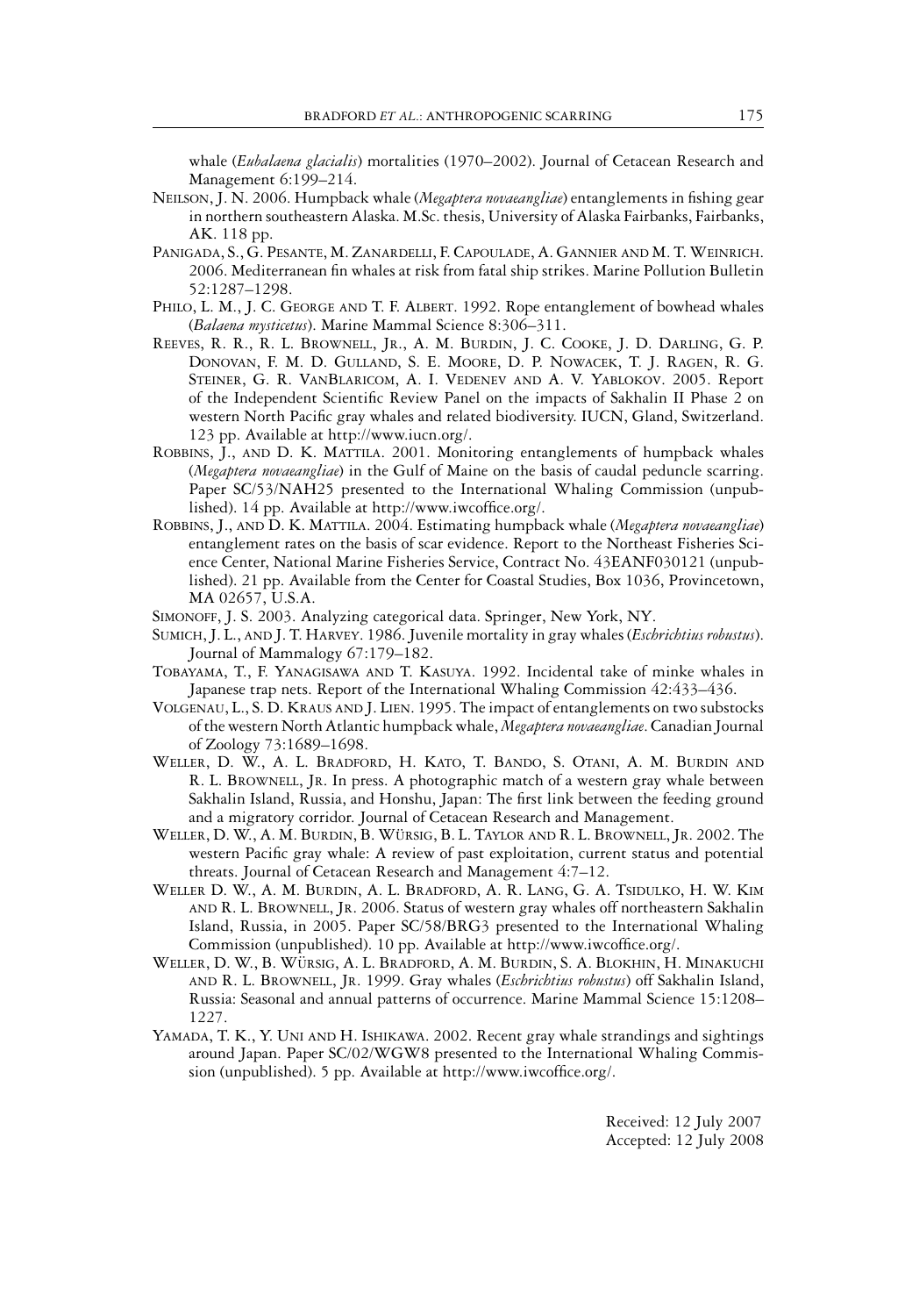whale (*Eubalaena glacialis*) mortalities (1970–2002). Journal of Cetacean Research and Management 6:199–214.

Neilson, J. N. 2006. Humpback whale (*Megaptera novaeangliae*) entanglements in fishing gear in northern southeastern Alaska. M.Sc. thesis, University of Alaska Fairbanks, Fairbanks, AK. 118 pp.

Panigada, S., G. Pesante, M. Zanardelli, F. Capoulade, A. Gannier and M. T. Weinrich. 2006. Mediterranean fin whales at risk from fatal ship strikes. Marine Pollution Bulletin 52:1287–1298.

Philo, L. M., J. C. George and T. F. Albert. 1992. Rope entanglement of bowhead whales (*Balaena mysticetus*). Marine Mammal Science 8:306–311.

Reeves, R. R., R. L. Brownell, Jr., A. M. Burdin, J. C. Cooke, J. D. Darling, G. P. Donovan, F. M. D. Gulland, S. E. Moore, D. P. Nowacek, T. J. Ragen, R. G. Steiner, G. R. VanBlaricom, A. I. Vedenev and A. V. Yablokov. 2005. Report of the Independent Scientific Review Panel on the impacts of Sakhalin II Phase 2 on western North Pacific gray whales and related biodiversity. IUCN, Gland, Switzerland. 123 pp. Available at http://www.iucn.org/.

Robbins, J., and D. K. Mattila. 2001. Monitoring entanglements of humpback whales (*Megaptera novaeangliae*) in the Gulf of Maine on the basis of caudal peduncle scarring. Paper SC/53/NAH25 presented to the International Whaling Commission (unpublished). 14 pp. Available at http://www.iwcoffice.org/.

Robbins, J., and D. K. Mattila. 2004. Estimating humpback whale (*Megaptera novaeangliae*) entanglement rates on the basis of scar evidence. Report to the Northeast Fisheries Science Center, National Marine Fisheries Service, Contract No. 43EANF030121 (unpublished). 21 pp. Available from the Center for Coastal Studies, Box 1036, Provincetown, MA 02657, U.S.A.

Simonoff, J. S. 2003. Analyzing categorical data. Springer, New York, NY.

Sumich, J. L., and J. T. Harvey. 1986. Juvenile mortality in gray whales (*Eschrichtius robustus*). Journal of Mammalogy 67:179–182.

Tobayama, T., F. Yanagisawa and T. Kasuya. 1992. Incidental take of minke whales in Japanese trap nets. Report of the International Whaling Commission 42:433–436.

Volgenau, L., S. D. Kraus and J. Lien. 1995. The impact of entanglements on two substocks of the western North Atlantic humpback whale, *Megaptera novaeangliae*. Canadian Journal of Zoology 73:1689–1698.

Weller, D. W., A. L. Bradford, H. Kato, T. Bando, S. Otani, A. M. Burdin and R. L. Brownell, Jr. In press. A photographic match of a western gray whale between Sakhalin Island, Russia, and Honshu, Japan: The first link between the feeding ground and a migratory corridor. Journal of Cetacean Research and Management.

Weller, D. W., A. M. Burdin, B. Würsig, B. L. Taylor and R. L. Brownell, Jr. 2002. The western Pacific gray whale: A review of past exploitation, current status and potential threats. Journal of Cetacean Research and Management 4:7–12.

Weller D. W., A. M. Burdin, A. L. Bradford, A. R. Lang, G. A. Tsidulko, H. W. Kim and R. L. Brownell, Jr. 2006. Status of western gray whales off northeastern Sakhalin Island, Russia, in 2005. Paper SC/58/BRG3 presented to the International Whaling Commission (unpublished). 10 pp. Available at http://www.iwcoffice.org/.

Weller, D. W., B. Würsig, A. L. Bradford, A. M. Burdin, S. A. Blokhin, H. Minakuchi and R. L. Brownell, Jr. 1999. Gray whales (*Eschrichtius robustus*) off Sakhalin Island, Russia: Seasonal and annual patterns of occurrence. Marine Mammal Science 15:1208–1227.

Yamada, T. K., Y. Uni and H. Ishikawa. 2002. Recent gray whale strandings and sightings around Japan. Paper SC/02/WGW8 presented to the International Whaling Commission (unpublished). 5 pp. Available at http://www.iwcoffice.org/.

Received: 12 July 2007
Accepted: 12 July 2008